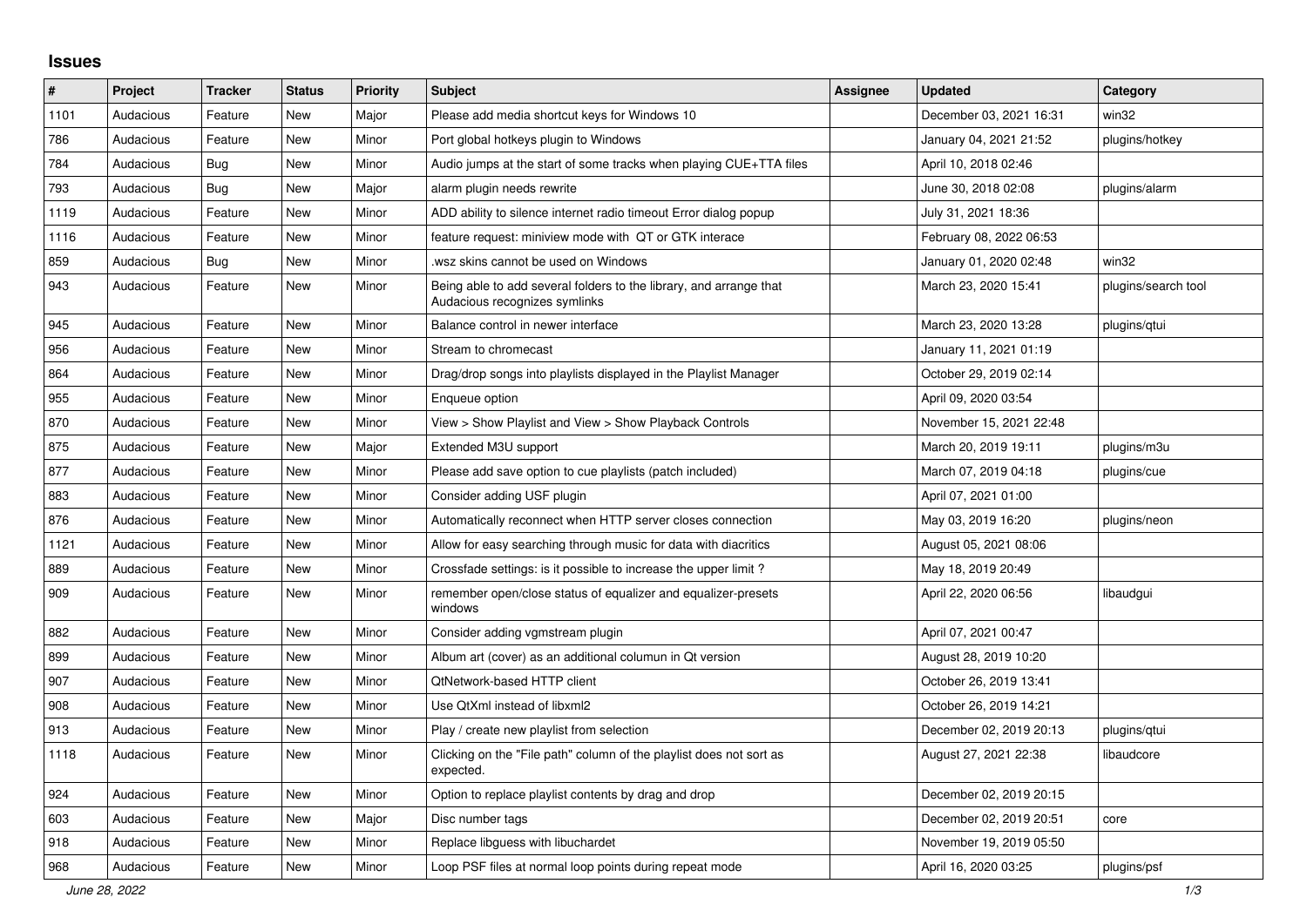## Issues

| # | Project | Tracker | Status | Priority | Subject | Assignee | Updated | Category |
|---|---|---|---|---|---|---|---|---|
| 1101 | Audacious | Feature | New | Major | Please add media shortcut keys for Windows 10 | | December 03, 2021 16:31 | win32 |
| 786 | Audacious | Feature | New | Minor | Port global hotkeys plugin to Windows | | January 04, 2021 21:52 | plugins/hotkey |
| 784 | Audacious | Bug | New | Minor | Audio jumps at the start of some tracks when playing CUE+TTA files | | April 10, 2018 02:46 | |
| 793 | Audacious | Bug | New | Major | alarm plugin needs rewrite | | June 30, 2018 02:08 | plugins/alarm |
| 1119 | Audacious | Feature | New | Minor | ADD ability to silence internet radio timeout Error dialog popup | | July 31, 2021 18:36 | |
| 1116 | Audacious | Feature | New | Minor | feature request: miniview mode with QT or GTK interace | | February 08, 2022 06:53 | |
| 859 | Audacious | Bug | New | Minor | .wsz skins cannot be used on Windows | | January 01, 2020 02:48 | win32 |
| 943 | Audacious | Feature | New | Minor | Being able to add several folders to the library, and arrange that Audacious recognizes symlinks | | March 23, 2020 15:41 | plugins/search tool |
| 945 | Audacious | Feature | New | Minor | Balance control in newer interface | | March 23, 2020 13:28 | plugins/qtui |
| 956 | Audacious | Feature | New | Minor | Stream to chromecast | | January 11, 2021 01:19 | |
| 864 | Audacious | Feature | New | Minor | Drag/drop songs into playlists displayed in the Playlist Manager | | October 29, 2019 02:14 | |
| 955 | Audacious | Feature | New | Minor | Enqueue option | | April 09, 2020 03:54 | |
| 870 | Audacious | Feature | New | Minor | View > Show Playlist and View > Show Playback Controls | | November 15, 2021 22:48 | |
| 875 | Audacious | Feature | New | Major | Extended M3U support | | March 20, 2019 19:11 | plugins/m3u |
| 877 | Audacious | Feature | New | Minor | Please add save option to cue playlists (patch included) | | March 07, 2019 04:18 | plugins/cue |
| 883 | Audacious | Feature | New | Minor | Consider adding USF plugin | | April 07, 2021 01:00 | |
| 876 | Audacious | Feature | New | Minor | Automatically reconnect when HTTP server closes connection | | May 03, 2019 16:20 | plugins/neon |
| 1121 | Audacious | Feature | New | Minor | Allow for easy searching through music for data with diacritics | | August 05, 2021 08:06 | |
| 889 | Audacious | Feature | New | Minor | Crossfade settings: is it possible to increase the upper limit ? | | May 18, 2019 20:49 | |
| 909 | Audacious | Feature | New | Minor | remember open/close status of equalizer and equalizer-presets windows | | April 22, 2020 06:56 | libaudgui |
| 882 | Audacious | Feature | New | Minor | Consider adding vgmstream plugin | | April 07, 2021 00:47 | |
| 899 | Audacious | Feature | New | Minor | Album art (cover) as an additional columun in Qt version | | August 28, 2019 10:20 | |
| 907 | Audacious | Feature | New | Minor | QtNetwork-based HTTP client | | October 26, 2019 13:41 | |
| 908 | Audacious | Feature | New | Minor | Use QtXml instead of libxml2 | | October 26, 2019 14:21 | |
| 913 | Audacious | Feature | New | Minor | Play / create new playlist from selection | | December 02, 2019 20:13 | plugins/qtui |
| 1118 | Audacious | Feature | New | Minor | Clicking on the "File path" column of the playlist does not sort as expected. | | August 27, 2021 22:38 | libaudcore |
| 924 | Audacious | Feature | New | Minor | Option to replace playlist contents by drag and drop | | December 02, 2019 20:15 | |
| 603 | Audacious | Feature | New | Major | Disc number tags | | December 02, 2019 20:51 | core |
| 918 | Audacious | Feature | New | Minor | Replace libguess with libuchardet | | November 19, 2019 05:50 | |
| 968 | Audacious | Feature | New | Minor | Loop PSF files at normal loop points during repeat mode | | April 16, 2020 03:25 | plugins/psf |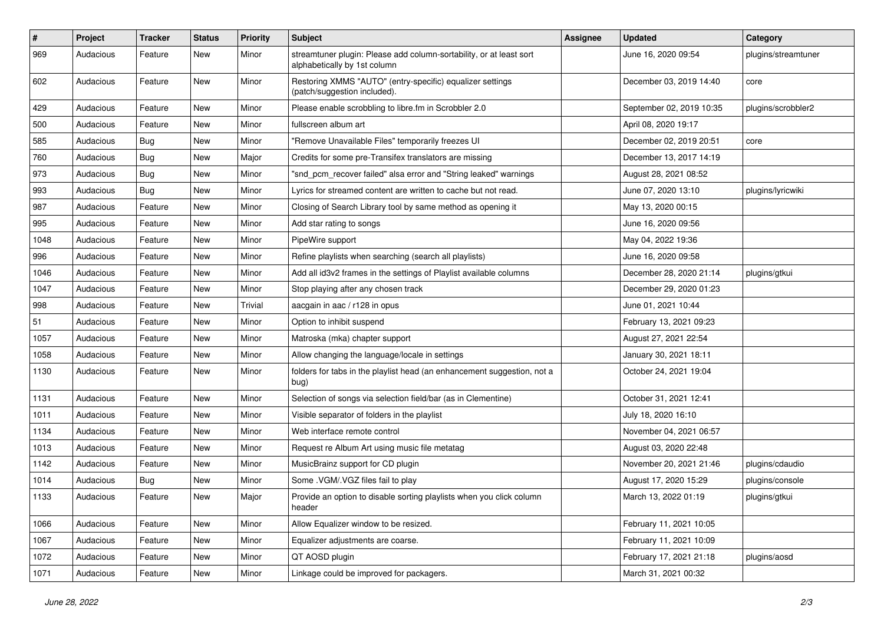| # | Project | Tracker | Status | Priority | Subject | Assignee | Updated | Category |
|---|---|---|---|---|---|---|---|---|
| 969 | Audacious | Feature | New | Minor | streamtuner plugin: Please add column-sortability, or at least sort alphabetically by 1st column | | June 16, 2020 09:54 | plugins/streamtuner |
| 602 | Audacious | Feature | New | Minor | Restoring XMMS "AUTO" (entry-specific) equalizer settings (patch/suggestion included). | | December 03, 2019 14:40 | core |
| 429 | Audacious | Feature | New | Minor | Please enable scrobbling to libre.fm in Scrobbler 2.0 | | September 02, 2019 10:35 | plugins/scrobbler2 |
| 500 | Audacious | Feature | New | Minor | fullscreen album art | | April 08, 2020 19:17 | |
| 585 | Audacious | Bug | New | Minor | "Remove Unavailable Files" temporarily freezes UI | | December 02, 2019 20:51 | core |
| 760 | Audacious | Bug | New | Major | Credits for some pre-Transifex translators are missing | | December 13, 2017 14:19 | |
| 973 | Audacious | Bug | New | Minor | "snd_pcm_recover failed" alsa error and "String leaked" warnings | | August 28, 2021 08:52 | |
| 993 | Audacious | Bug | New | Minor | Lyrics for streamed content are written to cache but not read. | | June 07, 2020 13:10 | plugins/lyricwiki |
| 987 | Audacious | Feature | New | Minor | Closing of Search Library tool by same method as opening it | | May 13, 2020 00:15 | |
| 995 | Audacious | Feature | New | Minor | Add star rating to songs | | June 16, 2020 09:56 | |
| 1048 | Audacious | Feature | New | Minor | PipeWire support | | May 04, 2022 19:36 | |
| 996 | Audacious | Feature | New | Minor | Refine playlists when searching (search all playlists) | | June 16, 2020 09:58 | |
| 1046 | Audacious | Feature | New | Minor | Add all id3v2 frames in the settings of Playlist available columns | | December 28, 2020 21:14 | plugins/gtkui |
| 1047 | Audacious | Feature | New | Minor | Stop playing after any chosen track | | December 29, 2020 01:23 | |
| 998 | Audacious | Feature | New | Trivial | aacgain in aac / r128 in opus | | June 01, 2021 10:44 | |
| 51 | Audacious | Feature | New | Minor | Option to inhibit suspend | | February 13, 2021 09:23 | |
| 1057 | Audacious | Feature | New | Minor | Matroska (mka) chapter support | | August 27, 2021 22:54 | |
| 1058 | Audacious | Feature | New | Minor | Allow changing the language/locale in settings | | January 30, 2021 18:11 | |
| 1130 | Audacious | Feature | New | Minor | folders for tabs in the playlist head (an enhancement suggestion, not a bug) | | October 24, 2021 19:04 | |
| 1131 | Audacious | Feature | New | Minor | Selection of songs via selection field/bar (as in Clementine) | | October 31, 2021 12:41 | |
| 1011 | Audacious | Feature | New | Minor | Visible separator of folders in the playlist | | July 18, 2020 16:10 | |
| 1134 | Audacious | Feature | New | Minor | Web interface remote control | | November 04, 2021 06:57 | |
| 1013 | Audacious | Feature | New | Minor | Request re Album Art using music file metatag | | August 03, 2020 22:48 | |
| 1142 | Audacious | Feature | New | Minor | MusicBrainz support for CD plugin | | November 20, 2021 21:46 | plugins/cdaudio |
| 1014 | Audacious | Bug | New | Minor | Some .VGM/.VGZ files fail to play | | August 17, 2020 15:29 | plugins/console |
| 1133 | Audacious | Feature | New | Major | Provide an option to disable sorting playlists when you click column header | | March 13, 2022 01:19 | plugins/gtkui |
| 1066 | Audacious | Feature | New | Minor | Allow Equalizer window to be resized. | | February 11, 2021 10:05 | |
| 1067 | Audacious | Feature | New | Minor | Equalizer adjustments are coarse. | | February 11, 2021 10:09 | |
| 1072 | Audacious | Feature | New | Minor | QT AOSD plugin | | February 17, 2021 21:18 | plugins/aosd |
| 1071 | Audacious | Feature | New | Minor | Linkage could be improved for packagers. | | March 31, 2021 00:32 | |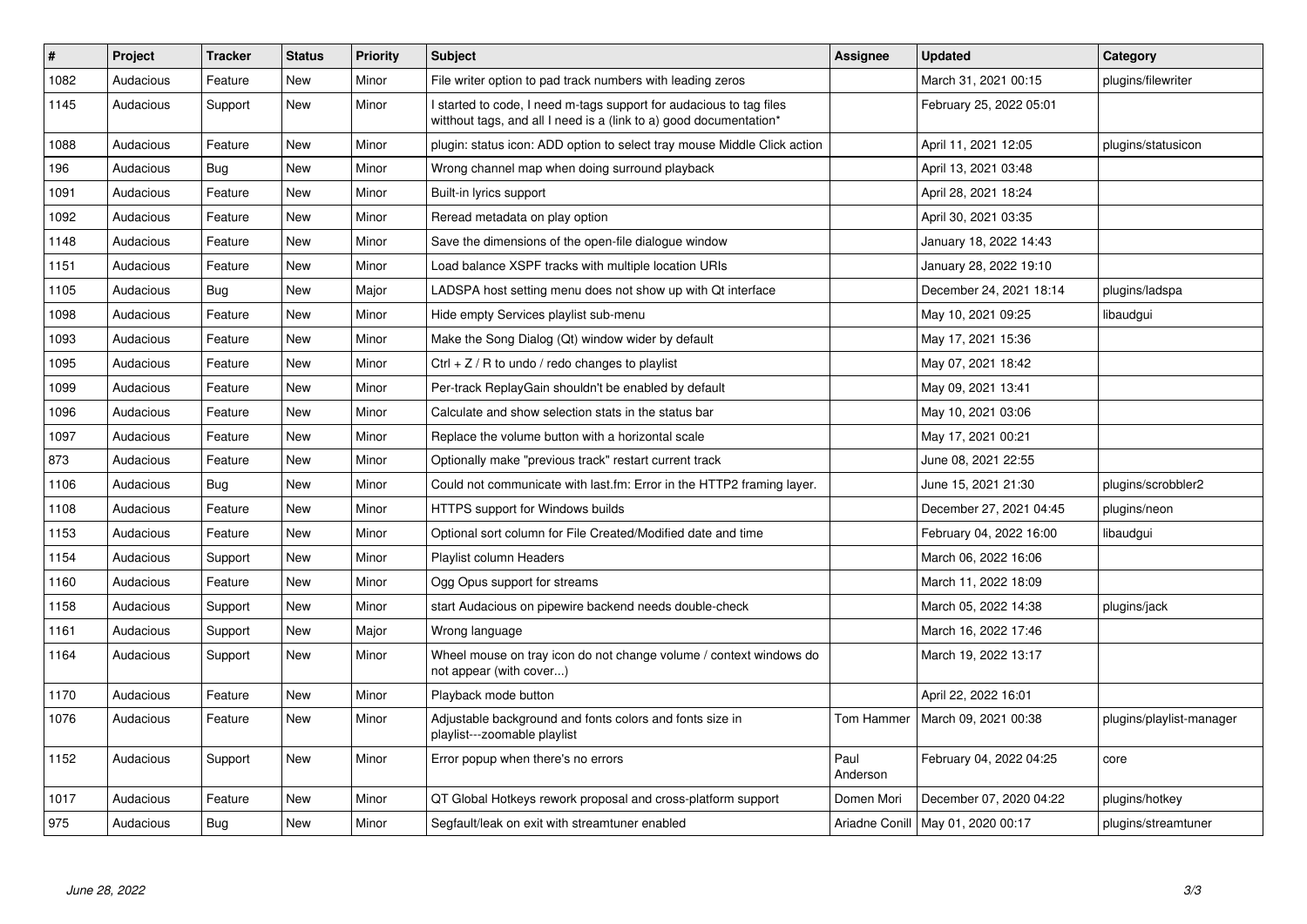| # | Project | Tracker | Status | Priority | Subject | Assignee | Updated | Category |
|---|---|---|---|---|---|---|---|---|
| 1082 | Audacious | Feature | New | Minor | File writer option to pad track numbers with leading zeros | | March 31, 2021 00:15 | plugins/filewriter |
| 1145 | Audacious | Support | New | Minor | I started to code, I need m-tags support for audacious to tag files witthout tags, and all I need is a (link to a) good documentation* | | February 25, 2022 05:01 | |
| 1088 | Audacious | Feature | New | Minor | plugin: status icon: ADD option to select tray mouse Middle Click action | | April 11, 2021 12:05 | plugins/statusicon |
| 196 | Audacious | Bug | New | Minor | Wrong channel map when doing surround playback | | April 13, 2021 03:48 | |
| 1091 | Audacious | Feature | New | Minor | Built-in lyrics support | | April 28, 2021 18:24 | |
| 1092 | Audacious | Feature | New | Minor | Reread metadata on play option | | April 30, 2021 03:35 | |
| 1148 | Audacious | Feature | New | Minor | Save the dimensions of the open-file dialogue window | | January 18, 2022 14:43 | |
| 1151 | Audacious | Feature | New | Minor | Load balance XSPF tracks with multiple location URIs | | January 28, 2022 19:10 | |
| 1105 | Audacious | Bug | New | Major | LADSPA host setting menu does not show up with Qt interface | | December 24, 2021 18:14 | plugins/ladspa |
| 1098 | Audacious | Feature | New | Minor | Hide empty Services playlist sub-menu | | May 10, 2021 09:25 | libaudgui |
| 1093 | Audacious | Feature | New | Minor | Make the Song Dialog (Qt) window wider by default | | May 17, 2021 15:36 | |
| 1095 | Audacious | Feature | New | Minor | Ctrl + Z / R to undo / redo changes to playlist | | May 07, 2021 18:42 | |
| 1099 | Audacious | Feature | New | Minor | Per-track ReplayGain shouldn't be enabled by default | | May 09, 2021 13:41 | |
| 1096 | Audacious | Feature | New | Minor | Calculate and show selection stats in the status bar | | May 10, 2021 03:06 | |
| 1097 | Audacious | Feature | New | Minor | Replace the volume button with a horizontal scale | | May 17, 2021 00:21 | |
| 873 | Audacious | Feature | New | Minor | Optionally make "previous track" restart current track | | June 08, 2021 22:55 | |
| 1106 | Audacious | Bug | New | Minor | Could not communicate with last.fm: Error in the HTTP2 framing layer. | | June 15, 2021 21:30 | plugins/scrobbler2 |
| 1108 | Audacious | Feature | New | Minor | HTTPS support for Windows builds | | December 27, 2021 04:45 | plugins/neon |
| 1153 | Audacious | Feature | New | Minor | Optional sort column for File Created/Modified date and time | | February 04, 2022 16:00 | libaudgui |
| 1154 | Audacious | Support | New | Minor | Playlist column Headers | | March 06, 2022 16:06 | |
| 1160 | Audacious | Feature | New | Minor | Ogg Opus support for streams | | March 11, 2022 18:09 | |
| 1158 | Audacious | Support | New | Minor | start Audacious on pipewire backend needs double-check | | March 05, 2022 14:38 | plugins/jack |
| 1161 | Audacious | Support | New | Major | Wrong language | | March 16, 2022 17:46 | |
| 1164 | Audacious | Support | New | Minor | Wheel mouse on tray icon do not change volume / context windows do not appear (with cover...) | | March 19, 2022 13:17 | |
| 1170 | Audacious | Feature | New | Minor | Playback mode button | | April 22, 2022 16:01 | |
| 1076 | Audacious | Feature | New | Minor | Adjustable background and fonts colors and fonts size in playlist---zoomable playlist | Tom Hammer | March 09, 2021 00:38 | plugins/playlist-manager |
| 1152 | Audacious | Support | New | Minor | Error popup when there's no errors | Paul Anderson | February 04, 2022 04:25 | core |
| 1017 | Audacious | Feature | New | Minor | QT Global Hotkeys rework proposal and cross-platform support | Domen Mori | December 07, 2020 04:22 | plugins/hotkey |
| 975 | Audacious | Bug | New | Minor | Segfault/leak on exit with streamtuner enabled | Ariadne Conill | May 01, 2020 00:17 | plugins/streamtuner |

*June 28, 2022*